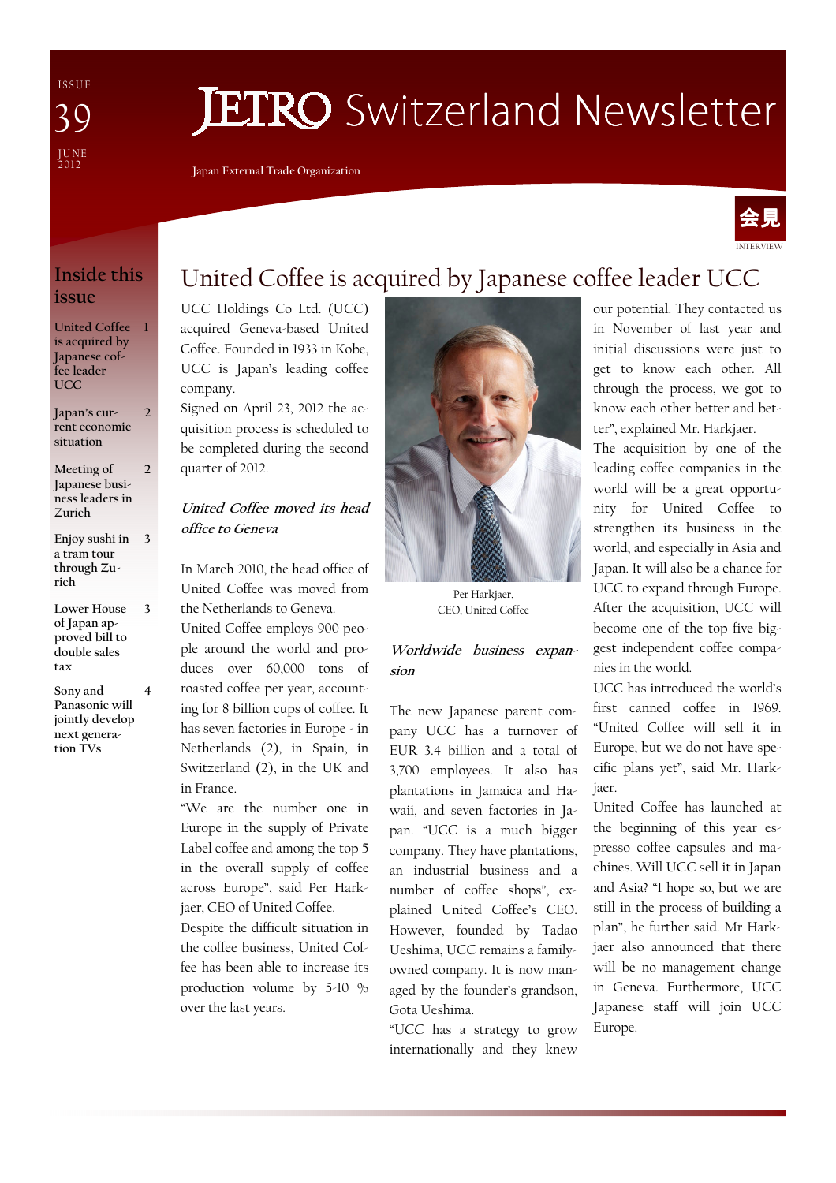ISSUE 39

JUNE 2012

# JETRO Switzerland Newsletter

Japan External Trade Organization

## Inside this issue

- United Coffee is acquired by Japanese coffee leader UCC — 1
- Japan's current economic situation — 2
- Meeting of Japanese business leaders in Zurich — 2
- Enjoy sushi in a tram tour through Zurich — 3
- Lower House of Japan approved bill to double sales tax — 3
- Sony and Panasonic will jointly develop next generation TVs — 4

会見

INTERVIEW

# United Coffee is acquired by Japanese coffee leader UCC

UCC Holdings Co Ltd. (UCC) acquired Geneva-based United Coffee. Founded in 1933 in Kobe, UCC is Japan's leading coffee company.

Signed on April 23, 2012 the acquisition process is scheduled to be completed during the second quarter of 2012.

### *United Coffee moved its head office to Geneva*

In March 2010, the head office of United Coffee was moved from the Netherlands to Geneva.

United Coffee employs 900 people around the world and produces over 60,000 tons of roasted coffee per year, accounting for 8 billion cups of coffee. It has seven factories in Europe - in Netherlands (2), in Spain, in Switzerland (2), in the UK and in France.

"We are the number one in Europe in the supply of Private Label coffee and among the top 5 in the overall supply of coffee across Europe", said Per Harkjaer, CEO of United Coffee.

Despite the difficult situation in the coffee business, United Coffee has been able to increase its production volume by 5-10 % over the last years.

Per Harkjaer,
CEO, United Coffee

### *Worldwide business expansion*

The new Japanese parent company UCC has a turnover of EUR 3.4 billion and a total of 3,700 employees. It also has plantations in Jamaica and Hawaii, and seven factories in Japan. "UCC is a much bigger company. They have plantations, an industrial business and a number of coffee shops", explained United Coffee's CEO. However, founded by Tadao Ueshima, UCC remains a family-owned company. It is now managed by the founder's grandson, Gota Ueshima.

"UCC has a strategy to grow internationally and they knew our potential. They contacted us in November of last year and initial discussions were just to get to know each other. All through the process, we got to know each other better and better", explained Mr. Harkjaer.

The acquisition by one of the leading coffee companies in the world will be a great opportunity for United Coffee to strengthen its business in the world, and especially in Asia and Japan. It will also be a chance for UCC to expand through Europe. After the acquisition, UCC will become one of the top five biggest independent coffee companies in the world.

UCC has introduced the world's first canned coffee in 1969. "United Coffee will sell it in Europe, but we do not have specific plans yet", said Mr. Harkjaer.

United Coffee has launched at the beginning of this year espresso coffee capsules and machines. Will UCC sell it in Japan and Asia? "I hope so, but we are still in the process of building a plan", he further said. Mr Harkjaer also announced that there will be no management change in Geneva. Furthermore, UCC Japanese staff will join UCC Europe.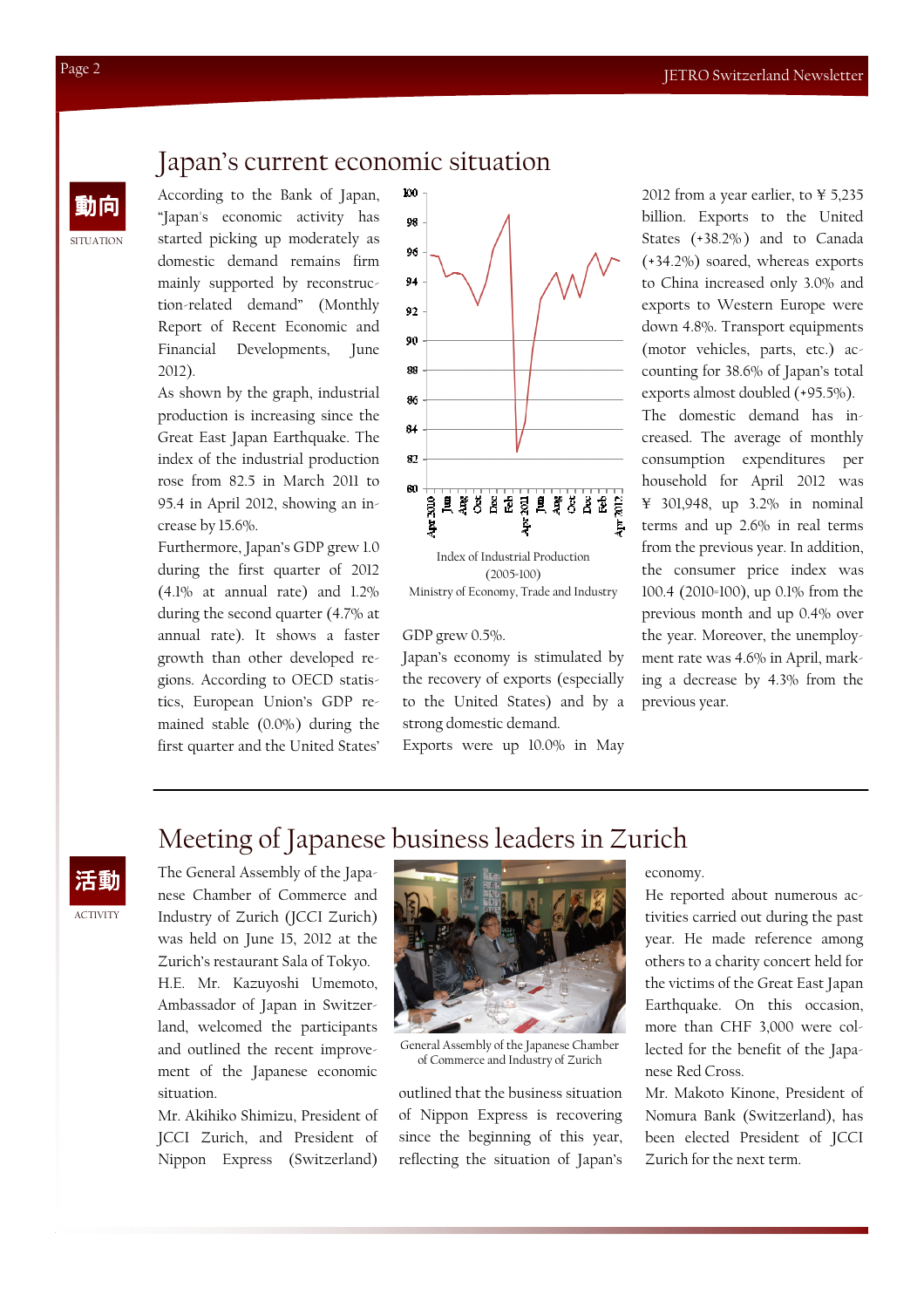## Japan's current economic situation

動向

SITUATION

According to the Bank of Japan, "Japan's economic activity has started picking up moderately as domestic demand remains firm mainly supported by reconstruction-related demand" (Monthly Report of Recent Economic and Financial Developments, June 2012).

As shown by the graph, industrial production is increasing since the Great East Japan Earthquake. The index of the industrial production rose from 82.5 in March 2011 to 95.4 in April 2012, showing an increase by 15.6%.

Furthermore, Japan's GDP grew 1.0 during the first quarter of 2012 (4.1% at annual rate) and 1.2% during the second quarter (4.7% at annual rate). It shows a faster growth than other developed regions. According to OECD statistics, European Union's GDP remained stable (0.0%) during the first quarter and the United States' GDP grew 0.5%.

Index of Industrial Production (2005=100)
Ministry of Economy, Trade and Industry

Japan's economy is stimulated by the recovery of exports (especially to the United States) and by a strong domestic demand.

Exports were up 10.0% in May 2012 from a year earlier, to ¥ 5,235 billion. Exports to the United States (+38.2%) and to Canada (+34.2%) soared, whereas exports to China increased only 3.0% and exports to Western Europe were down 4.8%. Transport equipments (motor vehicles, parts, etc.) accounting for 38.6% of Japan's total exports almost doubled (+95.5%).

The domestic demand has increased. The average of monthly consumption expenditures per household for April 2012 was ¥ 301,948, up 3.2% in nominal terms and up 2.6% in real terms from the previous year. In addition, the consumer price index was 100.4 (2010=100), up 0.1% from the previous month and up 0.4% over the year. Moreover, the unemployment rate was 4.6% in April, marking a decrease by 4.3% from the previous year.

## Meeting of Japanese business leaders in Zurich

活動

ACTIVITY

The General Assembly of the Japanese Chamber of Commerce and Industry of Zurich (JCCI Zurich) was held on June 15, 2012 at the Zurich's restaurant Sala of Tokyo.

H.E. Mr. Kazuyoshi Umemoto, Ambassador of Japan in Switzerland, welcomed the participants and outlined the recent improvement of the Japanese economic situation.

Mr. Akihiko Shimizu, President of JCCI Zurich, and President of Nippon Express (Switzerland) outlined that the business situation of Nippon Express is recovering since the beginning of this year, reflecting the situation of Japan's economy.

General Assembly of the Japanese Chamber of Commerce and Industry of Zurich

He reported about numerous activities carried out during the past year. He made reference among others to a charity concert held for the victims of the Great East Japan Earthquake. On this occasion, more than CHF 3,000 were collected for the benefit of the Japanese Red Cross.

Mr. Makoto Kinone, President of Nomura Bank (Switzerland), has been elected President of JCCI Zurich for the next term.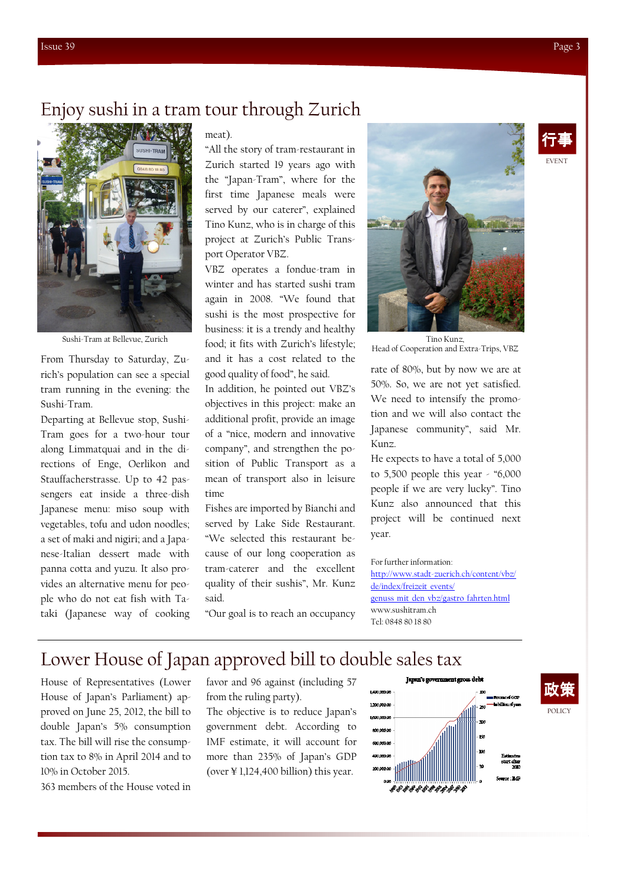# Enjoy sushi in a tram tour through Zurich

行事

EVENT

Sushi-Tram at Bellevue, Zurich

From Thursday to Saturday, Zurich's population can see a special tram running in the evening: the Sushi-Tram.

Departing at Bellevue stop, Sushi-Tram goes for a two-hour tour along Limmatquai and in the directions of Enge, Oerlikon and Stauffacherstrasse. Up to 42 passengers eat inside a three-dish Japanese menu: miso soup with vegetables, tofu and udon noodles; a set of maki and nigiri; and a Japanese-Italian dessert made with panna cotta and yuzu. It also provides an alternative menu for people who do not eat fish with Tataki (Japanese way of cooking meat).

"All the story of tram-restaurant in Zurich started 19 years ago with the "Japan-Tram", where for the first time Japanese meals were served by our caterer", explained Tino Kunz, who is in charge of this project at Zurich's Public Transport Operator VBZ.

VBZ operates a fondue-tram in winter and has started sushi tram again in 2008. "We found that sushi is the most prospective for business: it is a trendy and healthy food; it fits with Zurich's lifestyle; and it has a cost related to the good quality of food", he said.

In addition, he pointed out VBZ's objectives in this project: make an additional profit, provide an image of a "nice, modern and innovative company", and strengthen the position of Public Transport as a mean of transport also in leisure time

Fishes are imported by Bianchi and served by Lake Side Restaurant. "We selected this restaurant because of our long cooperation as tram-caterer and the excellent quality of their sushis", Mr. Kunz said.

"Our goal is to reach an occupancy rate of 80%, but by now we are at 50%. So, we are not yet satisfied. We need to intensify the promotion and we will also contact the Japanese community", said Mr. Kunz.

Tino Kunz,
Head of Cooperation and Extra-Trips, VBZ

He expects to have a total of 5,000 to 5,500 people this year - "6,000 people if we are very lucky". Tino Kunz also announced that this project will be continued next year.

For further information:
http://www.stadt-zuerich.ch/content/vbz/de/index/freizeit_events/genuss_mit_den_vbz/gastro_fahrten.html
www.sushitram.ch
Tel: 0848 80 18 80

---

# Lower House of Japan approved bill to double sales tax

政策

POLICY

House of Representatives (Lower House of Japan's Parliament) approved on June 25, 2012, the bill to double Japan's 5% consumption tax. The bill will rise the consumption tax to 8% in April 2014 and to 10% in October 2015.

363 members of the House voted in favor and 96 against (including 57 from the ruling party).

The objective is to reduce Japan's government debt. According to IMF estimate, it will account for more than 235% of Japan's GDP (over ¥1,124,400 billion) this year.

Japan's government gross debt

Source: IMF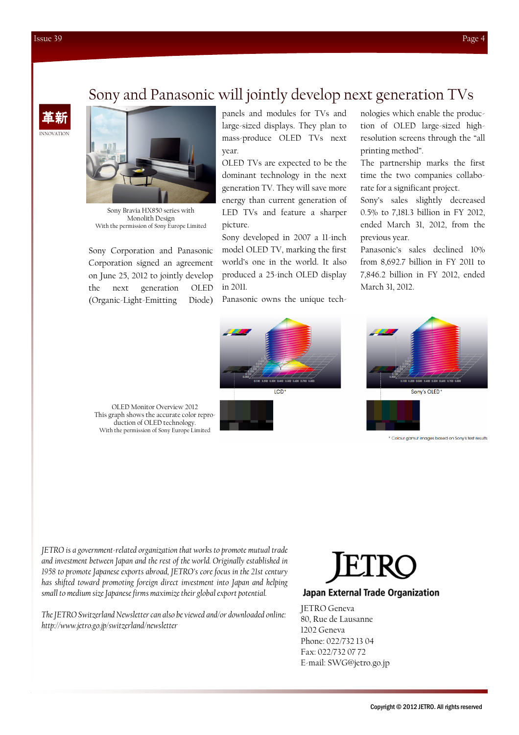革新

INNOVATION

# Sony and Panasonic will jointly develop next generation TVs

Sony Bravia HX850 series with Monolith Design
With the permission of Sony Europe Limited

Sony Corporation and Panasonic Corporation signed an agreement on June 25, 2012 to jointly develop the next generation OLED (Organic-Light-Emitting Diode) panels and modules for TVs and large-sized displays. They plan to mass-produce OLED TVs next year.

OLED TVs are expected to be the dominant technology in the next generation TV. They will save more energy than current generation of LED TVs and feature a sharper picture.

Sony developed in 2007 a 11-inch model OLED TV, marking the first world's one in the world. It also produced a 25-inch OLED display in 2011.

Panasonic owns the unique technologies which enable the production of OLED large-sized high-resolution screens through the "all printing method".

The partnership marks the first time the two companies collaborate for a significant project.

Sony's sales slightly decreased 0.5% to 7,181.3 billion in FY 2012, ended March 31, 2012, from the previous year.

Panasonic's sales declined 10% from 8,692.7 billion in FY 2011 to 7,846.2 billion in FY 2012, ended March 31, 2012.

LCD*

Sony's OLED*

* Colour gamut images based on Sony's test results

OLED Monitor Overview 2012
This graph shows the accurate color reproduction of OLED technology.
With the permission of Sony Europe Limited

*JETRO is a government-related organization that works to promote mutual trade and investment between Japan and the rest of the world. Originally established in 1958 to promote Japanese exports abroad, JETRO's core focus in the 21st century has shifted toward promoting foreign direct investment into Japan and helping small to medium size Japanese firms maximize their global export potential.*

*The JETRO Switzerland Newsletter can also be viewed and/or downloaded online: http://www.jetro.go.jp/switzerland/newsletter*

**JETRO**
**Japan External Trade Organization**

JETRO Geneva
80, Rue de Lausanne
1202 Geneva
Phone: 022/732 13 04
Fax: 022/732 07 72
E-mail: SWG@jetro.go.jp

Copyright © 2012 JETRO. All rights reserved